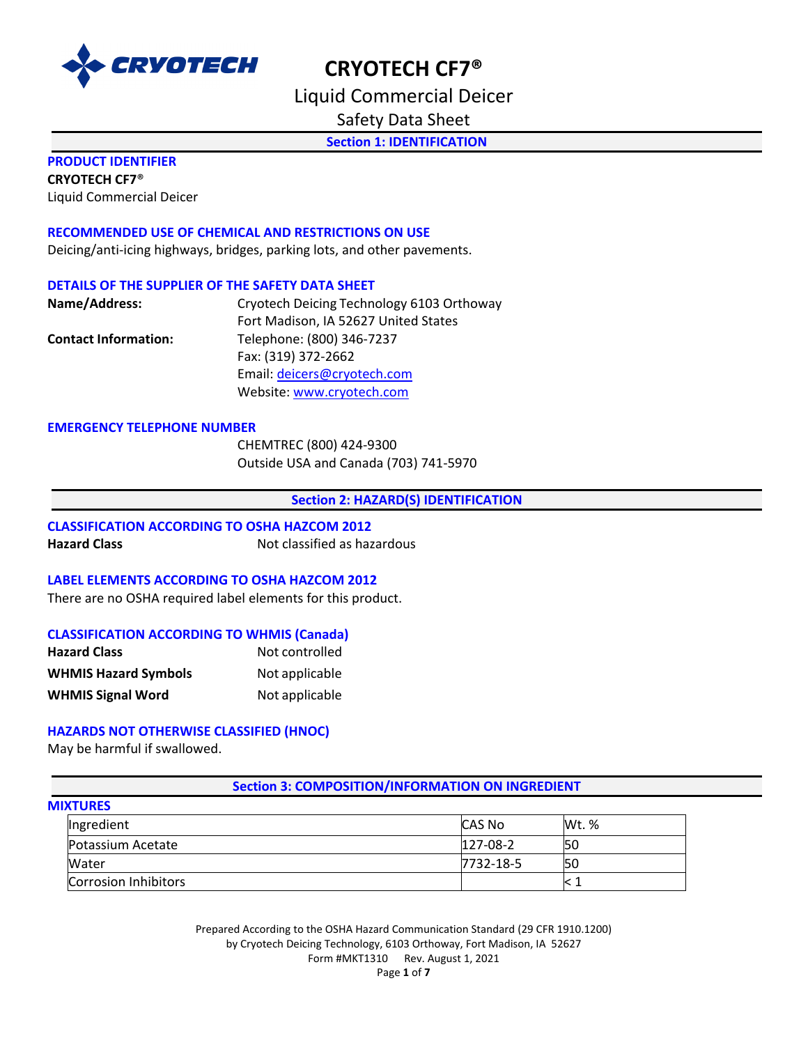# CRYOTECH CF7®

## Liquid Commercial Deicer

### Safety Data Sheet

## Section 1: IDENTIFICATION

**PRODUCT IDENTIFIER**

**CRYOTECH CF7®**

Liquid Commercial Deicer

**RECOMMENDED USE OF CHEMICAL AND RESTRICTIONS ON USE**

Deicing/anti-icing highways, bridges, parking lots, and other pavements.

**DETAILS OF THE SUPPLIER OF THE SAFETY DATA SHEET**

**Name/Address:** Cryotech Deicing Technology 6103 Orthoway
Fort Madison, IA 52627 United States

**Contact Information:** Telephone: (800) 346-7237
Fax: (319) 372-2662
Email: deicers@cryotech.com
Website: www.cryotech.com

**EMERGENCY TELEPHONE NUMBER**

CHEMTREC (800) 424-9300
Outside USA and Canada (703) 741-5970

## Section 2: HAZARD(S) IDENTIFICATION

**CLASSIFICATION ACCORDING TO OSHA HAZCOM 2012**

**Hazard Class** Not classified as hazardous

**LABEL ELEMENTS ACCORDING TO OSHA HAZCOM 2012**

There are no OSHA required label elements for this product.

**CLASSIFICATION ACCORDING TO WHMIS (Canada)**

**Hazard Class** Not controlled

**WHMIS Hazard Symbols** Not applicable

**WHMIS Signal Word** Not applicable

**HAZARDS NOT OTHERWISE CLASSIFIED (HNOC)**

May be harmful if swallowed.

## Section 3: COMPOSITION/INFORMATION ON INGREDIENT

**MIXTURES**

| Ingredient | CAS No | Wt. % |
|---|---|---|
| Potassium Acetate | 127-08-2 | 50 |
| Water | 7732-18-5 | 50 |
| Corrosion Inhibitors | | < 1 |

Prepared According to the OSHA Hazard Communication Standard (29 CFR 1910.1200)
by Cryotech Deicing Technology, 6103 Orthoway, Fort Madison, IA 52627
Form #MKT1310 Rev. August 1, 2021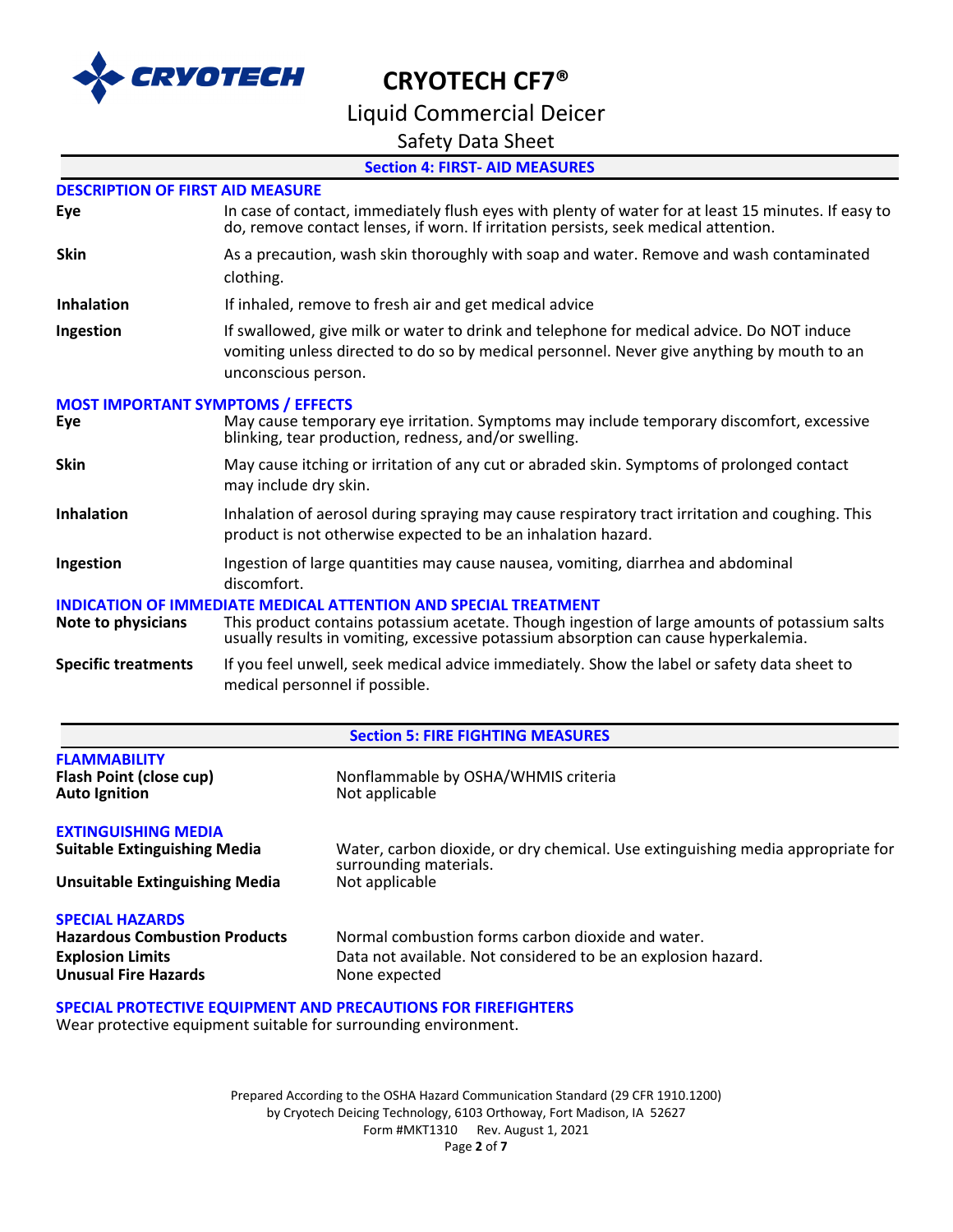## Section 4: FIRST- AID MEASURES

### DESCRIPTION OF FIRST AID MEASURE

**Eye**
In case of contact, immediately flush eyes with plenty of water for at least 15 minutes. If easy to do, remove contact lenses, if worn. If irritation persists, seek medical attention.

**Skin**
As a precaution, wash skin thoroughly with soap and water. Remove and wash contaminated clothing.

**Inhalation**
If inhaled, remove to fresh air and get medical advice

**Ingestion**
If swallowed, give milk or water to drink and telephone for medical advice. Do NOT induce vomiting unless directed to do so by medical personnel. Never give anything by mouth to an unconscious person.

### MOST IMPORTANT SYMPTOMS / EFFECTS

**Eye**
May cause temporary eye irritation. Symptoms may include temporary discomfort, excessive blinking, tear production, redness, and/or swelling.

**Skin**
May cause itching or irritation of any cut or abraded skin. Symptoms of prolonged contact may include dry skin.

**Inhalation**
Inhalation of aerosol during spraying may cause respiratory tract irritation and coughing. This product is not otherwise expected to be an inhalation hazard.

**Ingestion**
Ingestion of large quantities may cause nausea, vomiting, diarrhea and abdominal discomfort.

### INDICATION OF IMMEDIATE MEDICAL ATTENTION AND SPECIAL TREATMENT

**Note to physicians**
This product contains potassium acetate. Though ingestion of large amounts of potassium salts usually results in vomiting, excessive potassium absorption can cause hyperkalemia.

**Specific treatments**
If you feel unwell, seek medical advice immediately. Show the label or safety data sheet to medical personnel if possible.

## Section 5: FIRE FIGHTING MEASURES

### FLAMMABILITY

**Flash Point (close cup)**
Nonflammable by OSHA/WHMIS criteria

**Auto Ignition**
Not applicable

### EXTINGUISHING MEDIA

**Suitable Extinguishing Media**
Water, carbon dioxide, or dry chemical. Use extinguishing media appropriate for surrounding materials.

**Unsuitable Extinguishing Media**
Not applicable

### SPECIAL HAZARDS

**Hazardous Combustion Products**
Normal combustion forms carbon dioxide and water.

**Explosion Limits**
Data not available. Not considered to be an explosion hazard.

**Unusual Fire Hazards**
None expected

### SPECIAL PROTECTIVE EQUIPMENT AND PRECAUTIONS FOR FIREFIGHTERS

Wear protective equipment suitable for surrounding environment.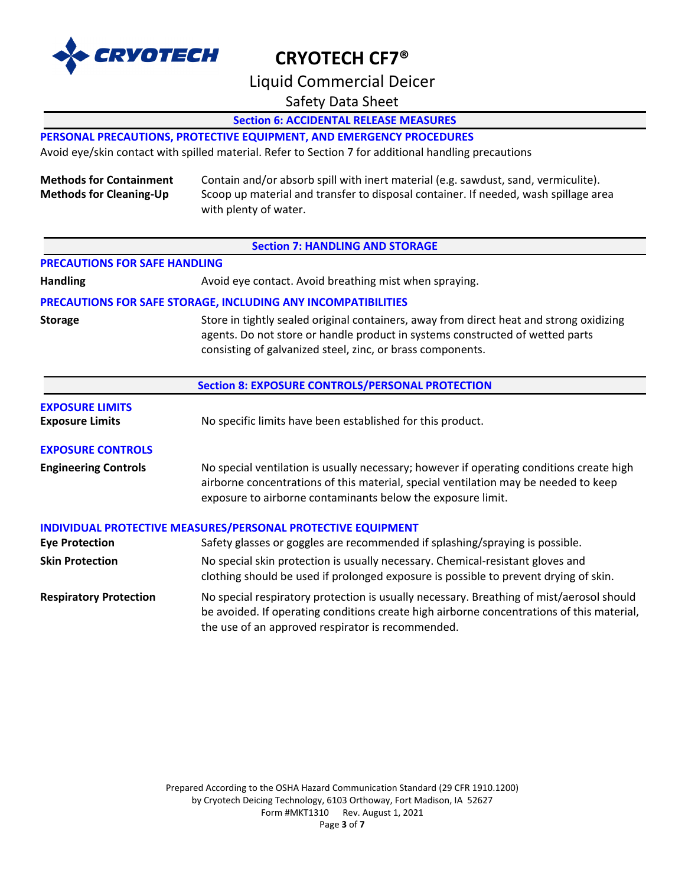## Section 6: ACCIDENTAL RELEASE MEASURES

### PERSONAL PRECAUTIONS, PROTECTIVE EQUIPMENT, AND EMERGENCY PROCEDURES

Avoid eye/skin contact with spilled material. Refer to Section 7 for additional handling precautions

**Methods for Containment**
**Methods for Cleaning-Up**

Contain and/or absorb spill with inert material (e.g. sawdust, sand, vermiculite). Scoop up material and transfer to disposal container. If needed, wash spillage area with plenty of water.

## Section 7: HANDLING AND STORAGE

### PRECAUTIONS FOR SAFE HANDLING

**Handling** Avoid eye contact. Avoid breathing mist when spraying.

### PRECAUTIONS FOR SAFE STORAGE, INCLUDING ANY INCOMPATIBILITIES

**Storage** Store in tightly sealed original containers, away from direct heat and strong oxidizing agents. Do not store or handle product in systems constructed of wetted parts consisting of galvanized steel, zinc, or brass components.

## Section 8: EXPOSURE CONTROLS/PERSONAL PROTECTION

### EXPOSURE LIMITS

**Exposure Limits** No specific limits have been established for this product.

### EXPOSURE CONTROLS

**Engineering Controls** No special ventilation is usually necessary; however if operating conditions create high airborne concentrations of this material, special ventilation may be needed to keep exposure to airborne contaminants below the exposure limit.

### INDIVIDUAL PROTECTIVE MEASURES/PERSONAL PROTECTIVE EQUIPMENT

**Eye Protection** Safety glasses or goggles are recommended if splashing/spraying is possible.

**Skin Protection** No special skin protection is usually necessary. Chemical-resistant gloves and clothing should be used if prolonged exposure is possible to prevent drying of skin.

**Respiratory Protection** No special respiratory protection is usually necessary. Breathing of mist/aerosol should be avoided. If operating conditions create high airborne concentrations of this material, the use of an approved respirator is recommended.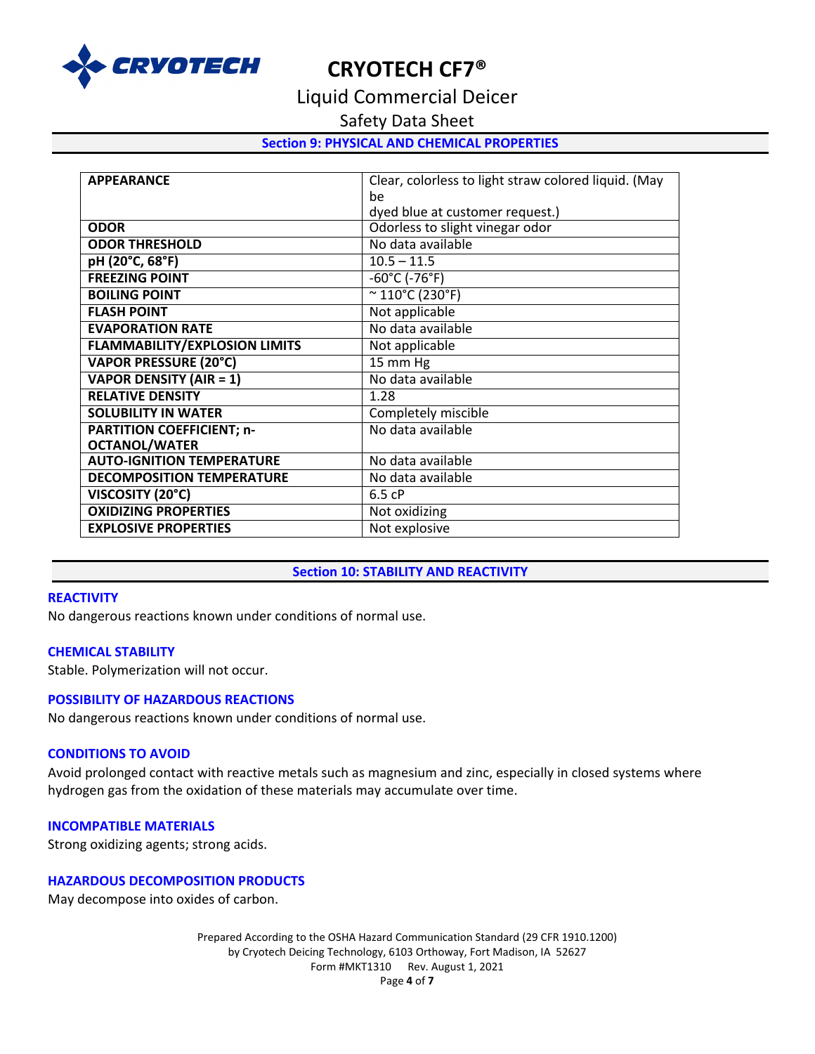## Section 9: PHYSICAL AND CHEMICAL PROPERTIES

| | |
|---|---|
| **APPEARANCE** | Clear, colorless to light straw colored liquid. (May be dyed blue at customer request.) |
| **ODOR** | Odorless to slight vinegar odor |
| **ODOR THRESHOLD** | No data available |
| **pH (20°C, 68°F)** | 10.5 – 11.5 |
| **FREEZING POINT** | -60°C (-76°F) |
| **BOILING POINT** | ~ 110°C (230°F) |
| **FLASH POINT** | Not applicable |
| **EVAPORATION RATE** | No data available |
| **FLAMMABILITY/EXPLOSION LIMITS** | Not applicable |
| **VAPOR PRESSURE (20°C)** | 15 mm Hg |
| **VAPOR DENSITY (AIR = 1)** | No data available |
| **RELATIVE DENSITY** | 1.28 |
| **SOLUBILITY IN WATER** | Completely miscible |
| **PARTITION COEFFICIENT; n-OCTANOL/WATER** | No data available |
| **AUTO-IGNITION TEMPERATURE** | No data available |
| **DECOMPOSITION TEMPERATURE** | No data available |
| **VISCOSITY (20°C)** | 6.5 cP |
| **OXIDIZING PROPERTIES** | Not oxidizing |
| **EXPLOSIVE PROPERTIES** | Not explosive |

## Section 10: STABILITY AND REACTIVITY

### REACTIVITY

No dangerous reactions known under conditions of normal use.

### CHEMICAL STABILITY

Stable. Polymerization will not occur.

### POSSIBILITY OF HAZARDOUS REACTIONS

No dangerous reactions known under conditions of normal use.

### CONDITIONS TO AVOID

Avoid prolonged contact with reactive metals such as magnesium and zinc, especially in closed systems where hydrogen gas from the oxidation of these materials may accumulate over time.

### INCOMPATIBLE MATERIALS

Strong oxidizing agents; strong acids.

### HAZARDOUS DECOMPOSITION PRODUCTS

May decompose into oxides of carbon.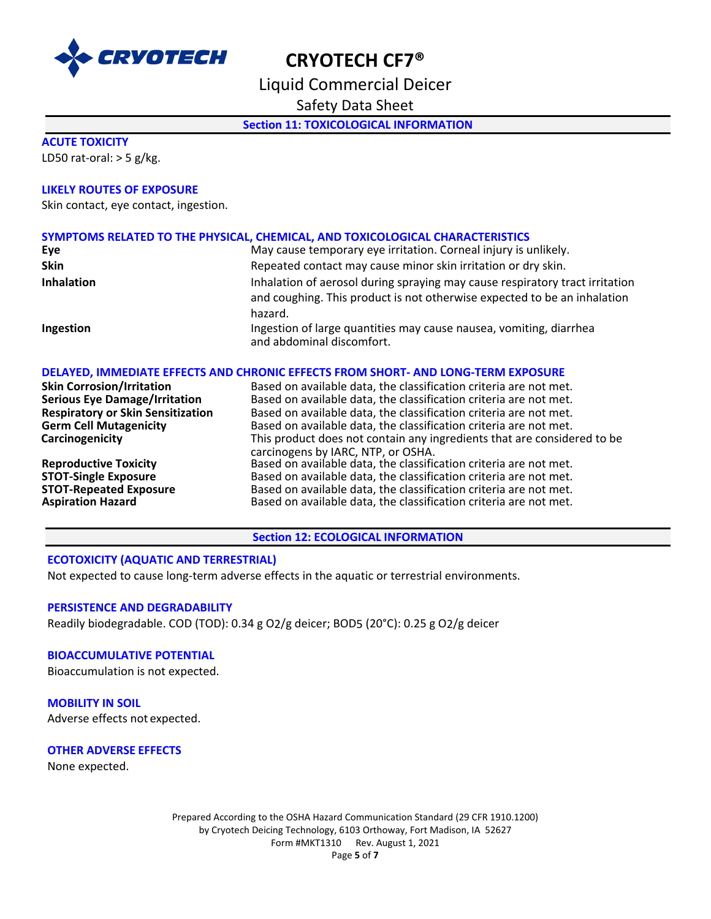## Section 11: TOXICOLOGICAL INFORMATION

### ACUTE TOXICITY

LD50 rat-oral: > 5 g/kg.

### LIKELY ROUTES OF EXPOSURE

Skin contact, eye contact, ingestion.

### SYMPTOMS RELATED TO THE PHYSICAL, CHEMICAL, AND TOXICOLOGICAL CHARACTERISTICS

| | |
|---|---|
| **Eye** | May cause temporary eye irritation. Corneal injury is unlikely. |
| **Skin** | Repeated contact may cause minor skin irritation or dry skin. |
| **Inhalation** | Inhalation of aerosol during spraying may cause respiratory tract irritation and coughing. This product is not otherwise expected to be an inhalation hazard. |
| **Ingestion** | Ingestion of large quantities may cause nausea, vomiting, diarrhea and abdominal discomfort. |

### DELAYED, IMMEDIATE EFFECTS AND CHRONIC EFFECTS FROM SHORT- AND LONG-TERM EXPOSURE

| | |
|---|---|
| **Skin Corrosion/Irritation** | Based on available data, the classification criteria are not met. |
| **Serious Eye Damage/Irritation** | Based on available data, the classification criteria are not met. |
| **Respiratory or Skin Sensitization** | Based on available data, the classification criteria are not met. |
| **Germ Cell Mutagenicity** | Based on available data, the classification criteria are not met. |
| **Carcinogenicity** | This product does not contain any ingredients that are considered to be carcinogens by IARC, NTP, or OSHA. |
| **Reproductive Toxicity** | Based on available data, the classification criteria are not met. |
| **STOT-Single Exposure** | Based on available data, the classification criteria are not met. |
| **STOT-Repeated Exposure** | Based on available data, the classification criteria are not met. |
| **Aspiration Hazard** | Based on available data, the classification criteria are not met. |

## Section 12: ECOLOGICAL INFORMATION

### ECOTOXICITY (AQUATIC AND TERRESTRIAL)

Not expected to cause long-term adverse effects in the aquatic or terrestrial environments.

### PERSISTENCE AND DEGRADABILITY

Readily biodegradable. COD (TOD): 0.34 g $O_2$/g deicer; BOD5 (20°C): 0.25 g $O_2$/g deicer

### BIOACCUMULATIVE POTENTIAL

Bioaccumulation is not expected.

### MOBILITY IN SOIL

Adverse effects not expected.

### OTHER ADVERSE EFFECTS

None expected.

Prepared According to the OSHA Hazard Communication Standard (29 CFR 1910.1200)
by Cryotech Deicing Technology, 6103 Orthoway, Fort Madison, IA 52627
Form #MKT1310 Rev. August 1, 2021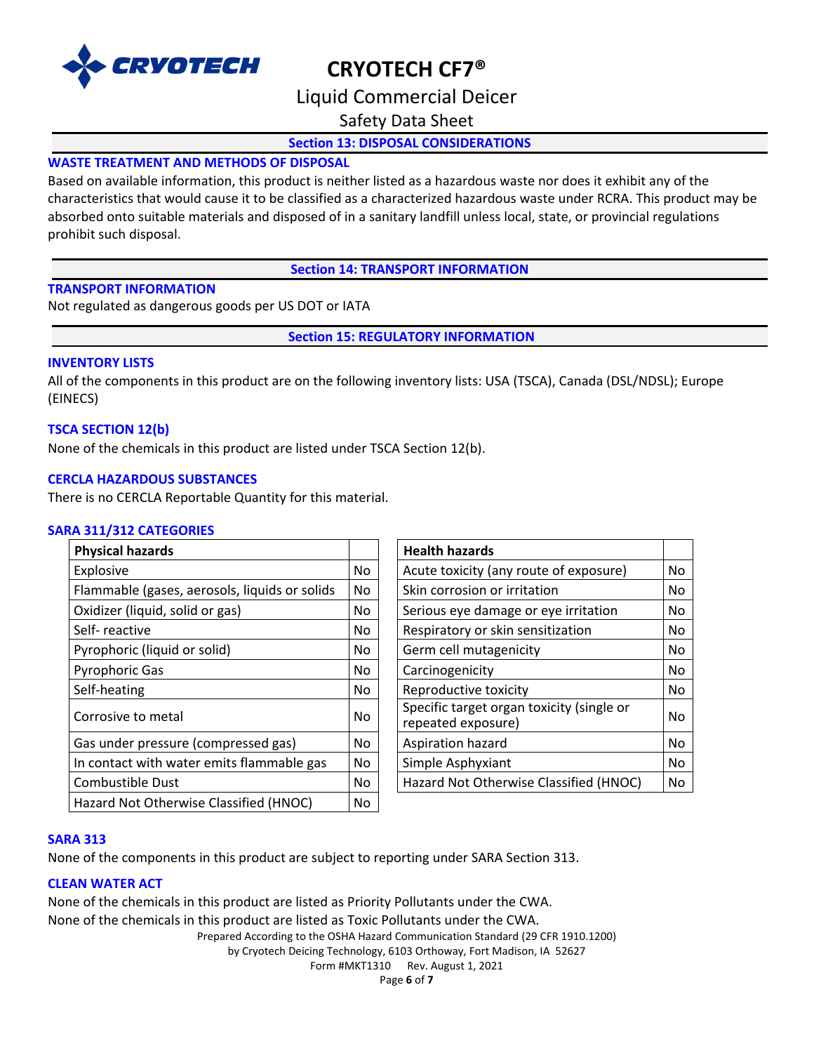## Section 13: DISPOSAL CONSIDERATIONS

### WASTE TREATMENT AND METHODS OF DISPOSAL

Based on available information, this product is neither listed as a hazardous waste nor does it exhibit any of the characteristics that would cause it to be classified as a characterized hazardous waste under RCRA. This product may be absorbed onto suitable materials and disposed of in a sanitary landfill unless local, state, or provincial regulations prohibit such disposal.

## Section 14: TRANSPORT INFORMATION

### TRANSPORT INFORMATION

Not regulated as dangerous goods per US DOT or IATA

## Section 15: REGULATORY INFORMATION

### INVENTORY LISTS

All of the components in this product are on the following inventory lists: USA (TSCA), Canada (DSL/NDSL); Europe (EINECS)

### TSCA SECTION 12(b)

None of the chemicals in this product are listed under TSCA Section 12(b).

### CERCLA HAZARDOUS SUBSTANCES

There is no CERCLA Reportable Quantity for this material.

### SARA 311/312 CATEGORIES

| Physical hazards | |
|---|---|
| Explosive | No |
| Flammable (gases, aerosols, liquids or solids | No |
| Oxidizer (liquid, solid or gas) | No |
| Self- reactive | No |
| Pyrophoric (liquid or solid) | No |
| Pyrophoric Gas | No |
| Self-heating | No |
| Corrosive to metal | No |
| Gas under pressure (compressed gas) | No |
| In contact with water emits flammable gas | No |
| Combustible Dust | No |
| Hazard Not Otherwise Classified (HNOC) | No |

| Health hazards | |
|---|---|
| Acute toxicity (any route of exposure) | No |
| Skin corrosion or irritation | No |
| Serious eye damage or eye irritation | No |
| Respiratory or skin sensitization | No |
| Germ cell mutagenicity | No |
| Carcinogenicity | No |
| Reproductive toxicity | No |
| Specific target organ toxicity (single or repeated exposure) | No |
| Aspiration hazard | No |
| Simple Asphyxiant | No |
| Hazard Not Otherwise Classified (HNOC) | No |

### SARA 313

None of the components in this product are subject to reporting under SARA Section 313.

### CLEAN WATER ACT

None of the chemicals in this product are listed as Priority Pollutants under the CWA.
None of the chemicals in this product are listed as Toxic Pollutants under the CWA.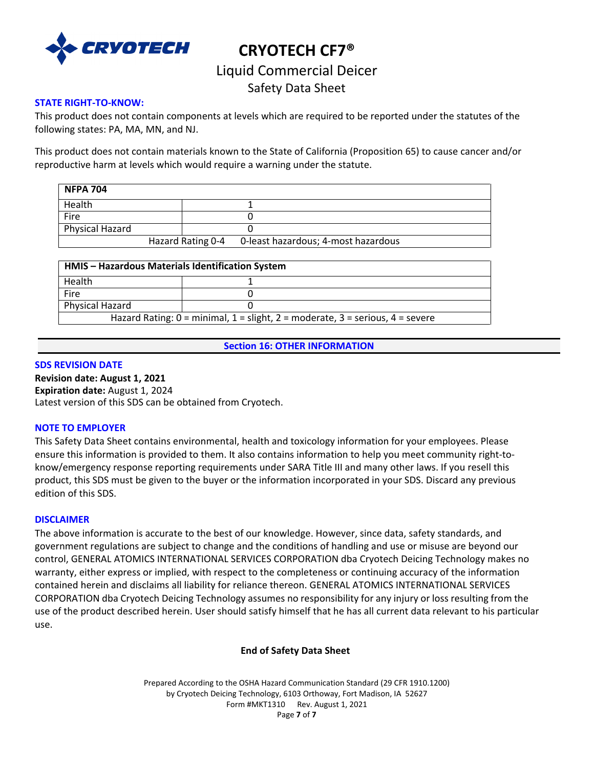**STATE RIGHT-TO-KNOW:**

This product does not contain components at levels which are required to be reported under the statutes of the following states: PA, MA, MN, and NJ.

This product does not contain materials known to the State of California (Proposition 65) to cause cancer and/or reproductive harm at levels which would require a warning under the statute.

| NFPA 704 | |
|---|---|
| Health | 1 |
| Fire | 0 |
| Physical Hazard | 0 |
| Hazard Rating 0-4 | 0-least hazardous; 4-most hazardous |

| HMIS – Hazardous Materials Identification System | |
|---|---|
| Health | 1 |
| Fire | 0 |
| Physical Hazard | 0 |
| Hazard Rating: 0 = minimal, 1 = slight, 2 = moderate, 3 = serious, 4 = severe | |

## Section 16: OTHER INFORMATION

**SDS REVISION DATE**

**Revision date: August 1, 2021**
**Expiration date:** August 1, 2024
Latest version of this SDS can be obtained from Cryotech.

**NOTE TO EMPLOYER**

This Safety Data Sheet contains environmental, health and toxicology information for your employees. Please ensure this information is provided to them. It also contains information to help you meet community right-to-know/emergency response reporting requirements under SARA Title III and many other laws. If you resell this product, this SDS must be given to the buyer or the information incorporated in your SDS. Discard any previous edition of this SDS.

**DISCLAIMER**

The above information is accurate to the best of our knowledge. However, since data, safety standards, and government regulations are subject to change and the conditions of handling and use or misuse are beyond our control, GENERAL ATOMICS INTERNATIONAL SERVICES CORPORATION dba Cryotech Deicing Technology makes no warranty, either express or implied, with respect to the completeness or continuing accuracy of the information contained herein and disclaims all liability for reliance thereon. GENERAL ATOMICS INTERNATIONAL SERVICES CORPORATION dba Cryotech Deicing Technology assumes no responsibility for any injury or loss resulting from the use of the product described herein. User should satisfy himself that he has all current data relevant to his particular use.

**End of Safety Data Sheet**